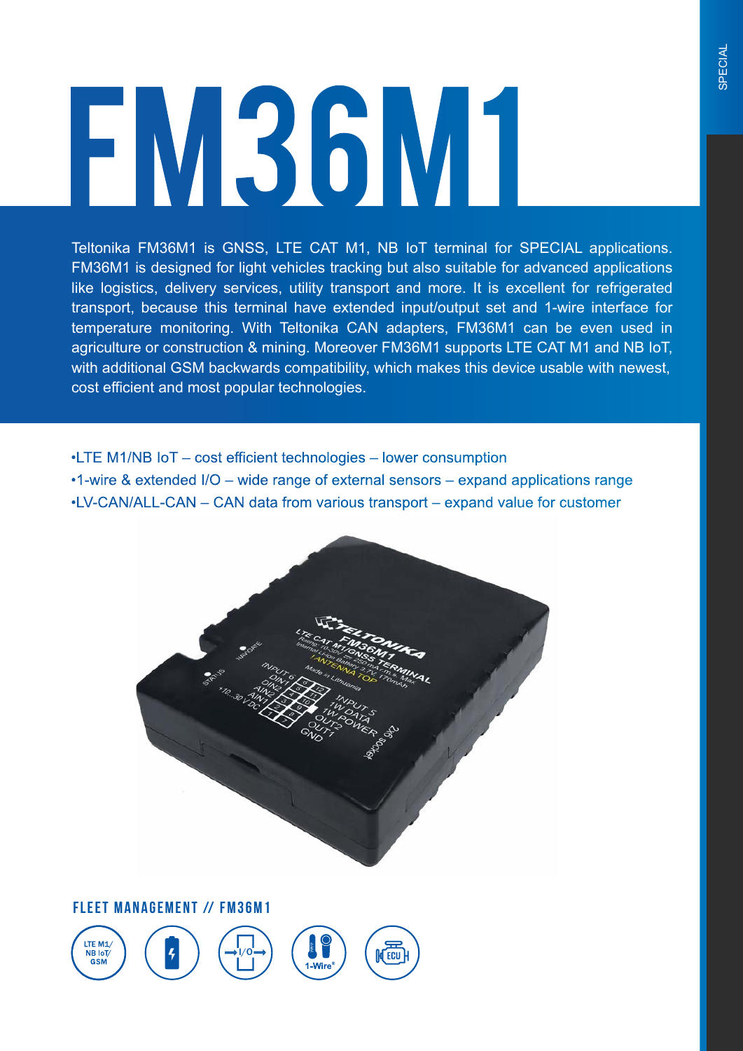# FM36M1

Teltonika FM36M1 is GNSS, LTE CAT M1, NB IoT terminal for SPECIAL applications. FM36M1 is designed for light vehicles tracking but also suitable for advanced applications like logistics, delivery services, utility transport and more. It is excellent for refrigerated transport, because this terminal have extended input/output set and 1-wire interface for temperature monitoring. With Teltonika CAN adapters, FM36M1 can be even used in agriculture or construction & mining. Moreover FM36M1 supports LTE CAT M1 and NB IoT, with additional GSM backwards compatibility, which makes this device usable with newest, cost efficient and most popular technologies.

- LTE M1/NB IoT – cost efficient technologies – lower consumption
- 1-wire & extended I/O – wide range of external sensors – expand applications range
- LV-CAN/ALL-CAN – CAN data from various transport – expand value for customer

## FLEET MANAGEMENT // FM36M1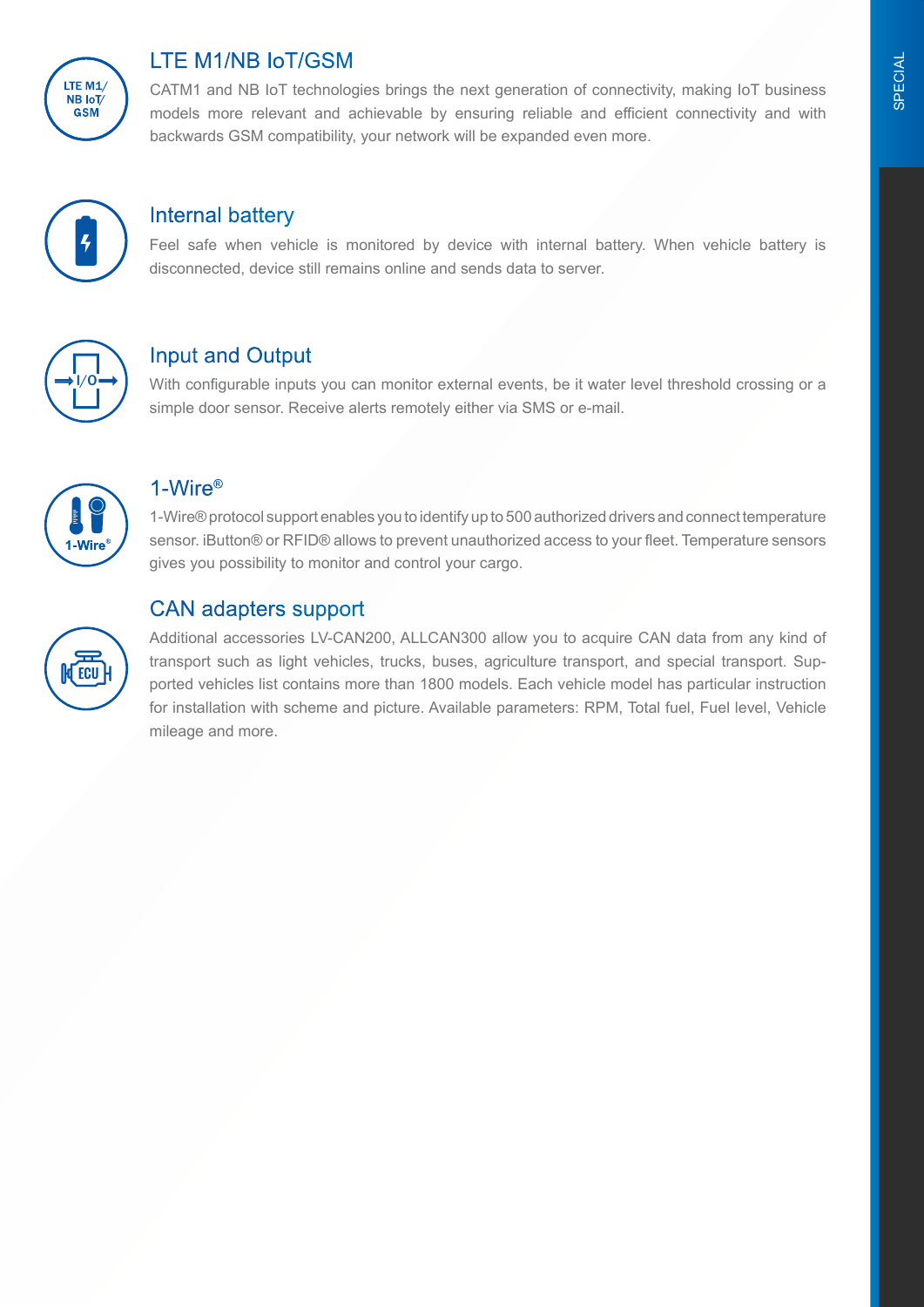## LTE M1/NB IoT/GSM

CATM1 and NB IoT technologies brings the next generation of connectivity, making IoT business models more relevant and achievable by ensuring reliable and efficient connectivity and with backwards GSM compatibility, your network will be expanded even more.

## Internal battery

Feel safe when vehicle is monitored by device with internal battery. When vehicle battery is disconnected, device still remains online and sends data to server.

## Input and Output

With configurable inputs you can monitor external events, be it water level threshold crossing or a simple door sensor. Receive alerts remotely either via SMS or e-mail.

## 1-Wire®

1-Wire® protocol support enables you to identify up to 500 authorized drivers and connect temperature sensor. iButton® or RFID® allows to prevent unauthorized access to your fleet. Temperature sensors gives you possibility to monitor and control your cargo.

## CAN adapters support

Additional accessories LV-CAN200, ALLCAN300 allow you to acquire CAN data from any kind of transport such as light vehicles, trucks, buses, agriculture transport, and special transport. Supported vehicles list contains more than 1800 models. Each vehicle model has particular instruction for installation with scheme and picture. Available parameters: RPM, Total fuel, Fuel level, Vehicle mileage and more.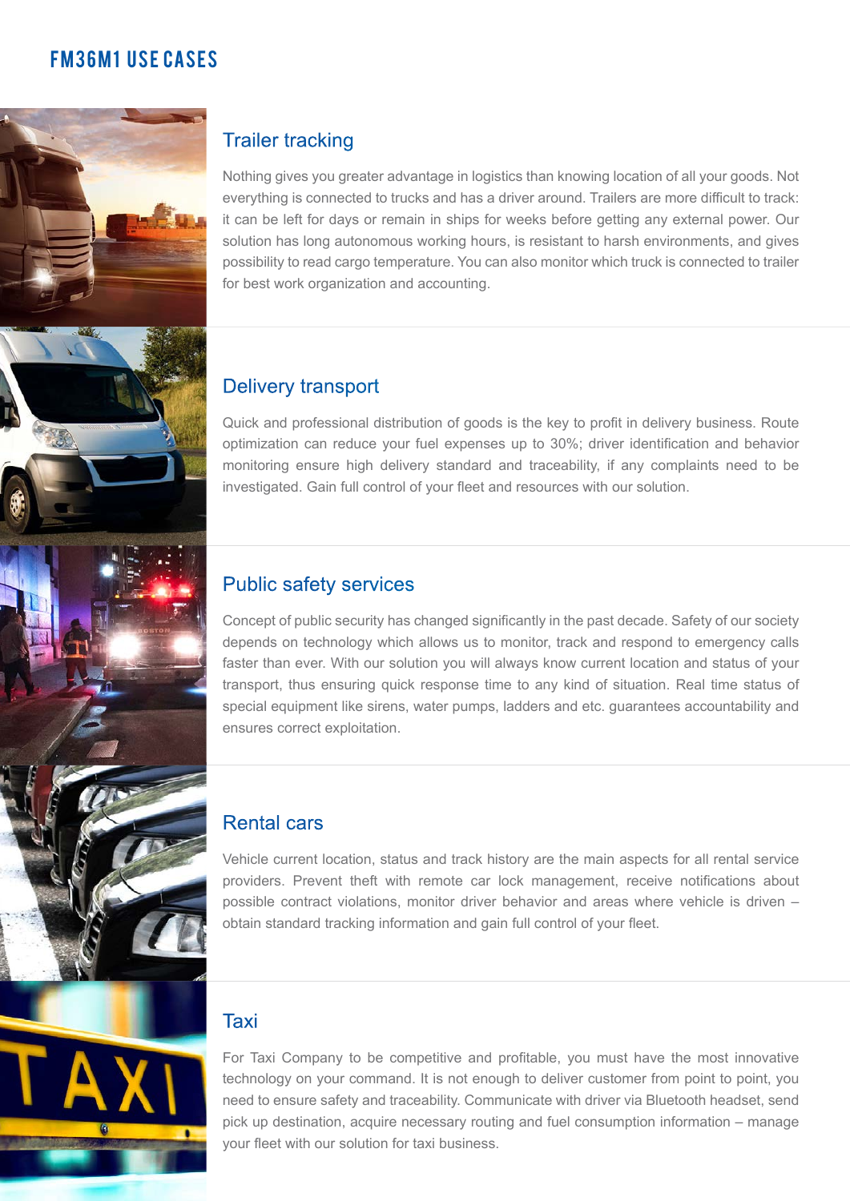# FM36M1 USE CASES

## Trailer tracking

Nothing gives you greater advantage in logistics than knowing location of all your goods. Not everything is connected to trucks and has a driver around. Trailers are more difficult to track: it can be left for days or remain in ships for weeks before getting any external power. Our solution has long autonomous working hours, is resistant to harsh environments, and gives possibility to read cargo temperature. You can also monitor which truck is connected to trailer for best work organization and accounting.

## Delivery transport

Quick and professional distribution of goods is the key to profit in delivery business. Route optimization can reduce your fuel expenses up to 30%; driver identification and behavior monitoring ensure high delivery standard and traceability, if any complaints need to be investigated. Gain full control of your fleet and resources with our solution.

## Public safety services

Concept of public security has changed significantly in the past decade. Safety of our society depends on technology which allows us to monitor, track and respond to emergency calls faster than ever. With our solution you will always know current location and status of your transport, thus ensuring quick response time to any kind of situation. Real time status of special equipment like sirens, water pumps, ladders and etc. guarantees accountability and ensures correct exploitation.

## Rental cars

Vehicle current location, status and track history are the main aspects for all rental service providers. Prevent theft with remote car lock management, receive notifications about possible contract violations, monitor driver behavior and areas where vehicle is driven – obtain standard tracking information and gain full control of your fleet.

## Taxi

For Taxi Company to be competitive and profitable, you must have the most innovative technology on your command. It is not enough to deliver customer from point to point, you need to ensure safety and traceability. Communicate with driver via Bluetooth headset, send pick up destination, acquire necessary routing and fuel consumption information – manage your fleet with our solution for taxi business.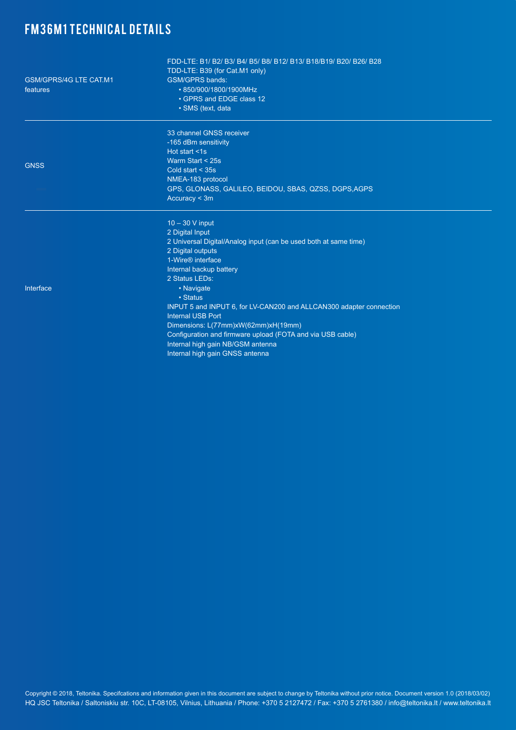# FM36M1 TECHNICAL DETAILS

| | |
|---|---|
| GSM/GPRS/4G LTE CAT.M1 features | FDD-LTE: B1/ B2/ B3/ B4/ B5/ B8/ B12/ B13/ B18/B19/ B20/ B26/ B28<br>TDD-LTE: B39 (for Cat.M1 only)<br>GSM/GPRS bands:<br>• 850/900/1800/1900MHz<br>• GPRS and EDGE class 12<br>• SMS (text, data |
| GNSS | 33 channel GNSS receiver<br>-165 dBm sensitivity<br>Hot start <1s<br>Warm Start < 25s<br>Cold start < 35s<br>NMEA-183 protocol<br>GPS, GLONASS, GALILEO, BEIDOU, SBAS, QZSS, DGPS,AGPS<br>Accuracy < 3m |
| Interface | 10 – 30 V input<br>2 Digital Input<br>2 Universal Digital/Analog input (can be used both at same time)<br>2 Digital outputs<br>1-Wire® interface<br>Internal backup battery<br>2 Status LEDs:<br>• Navigate<br>• Status<br>INPUT 5 and INPUT 6, for LV-CAN200 and ALLCAN300 adapter connection<br>Internal USB Port<br>Dimensions: L(77mm)xW(62mm)xH(19mm)<br>Configuration and firmware upload (FOTA and via USB cable)<br>Internal high gain NB/GSM antenna<br>Internal high gain GNSS antenna |

Copyright © 2018, Teltonika. Specifcations and information given in this document are subject to change by Teltonika without prior notice. Document version 1.0 (2018/03/02)
HQ JSC Teltonika / Saltoniskiu str. 10C, LT-08105, Vilnius, Lithuania / Phone: +370 5 2127472 / Fax: +370 5 2761380 / info@teltonika.lt / www.teltonika.lt